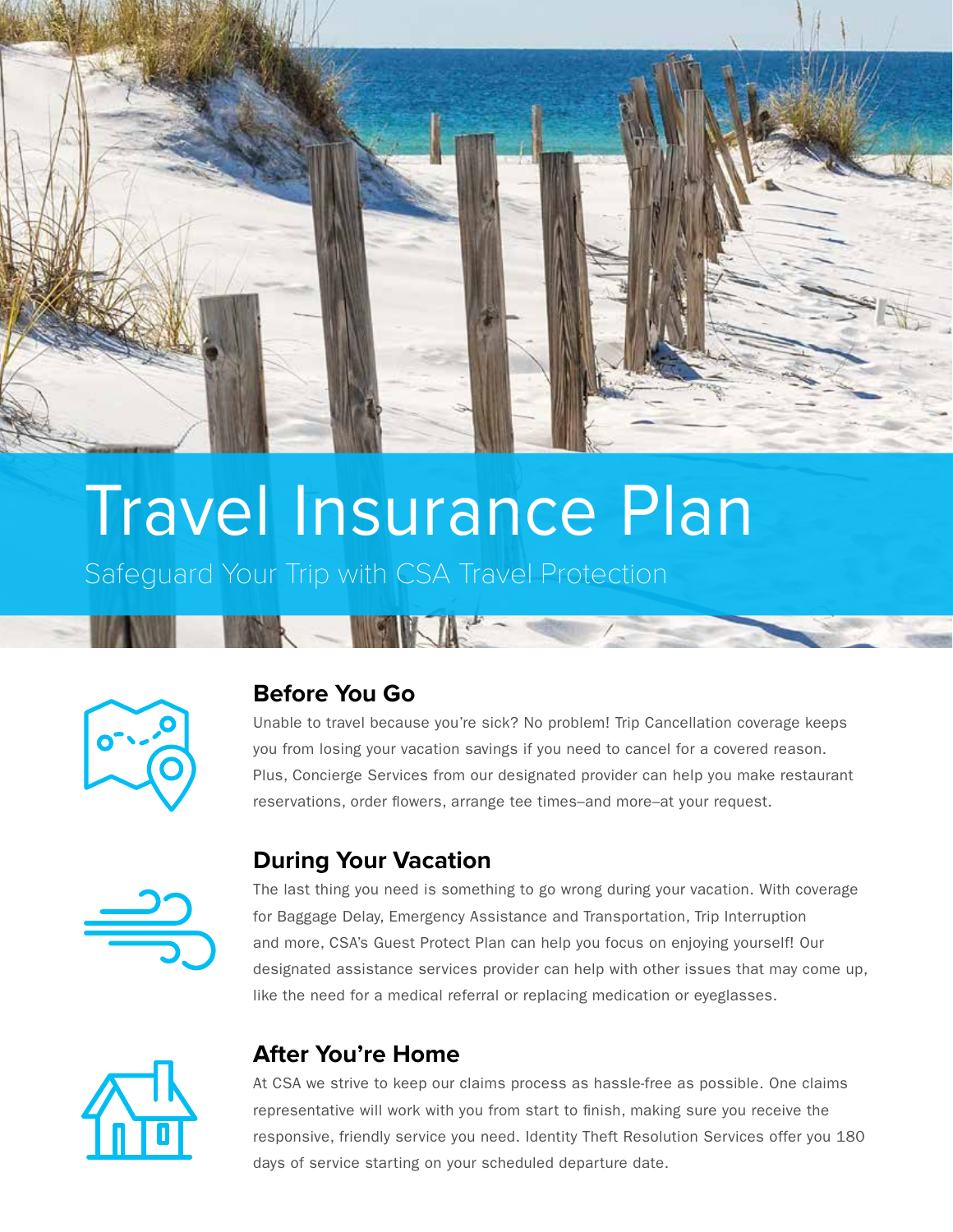# Travel Insurance Plan

Safeguard Your Trip with CSA Travel Protection

## Before You Go

Unable to travel because you're sick? No problem! Trip Cancellation coverage keeps you from losing your vacation savings if you need to cancel for a covered reason. Plus, Concierge Services from our designated provider can help you make restaurant reservations, order flowers, arrange tee times–and more–at your request.

## During Your Vacation

The last thing you need is something to go wrong during your vacation. With coverage for Baggage Delay, Emergency Assistance and Transportation, Trip Interruption and more, CSA's Guest Protect Plan can help you focus on enjoying yourself! Our designated assistance services provider can help with other issues that may come up, like the need for a medical referral or replacing medication or eyeglasses.

## After You're Home

At CSA we strive to keep our claims process as hassle-free as possible. One claims representative will work with you from start to finish, making sure you receive the responsive, friendly service you need. Identity Theft Resolution Services offer you 180 days of service starting on your scheduled departure date.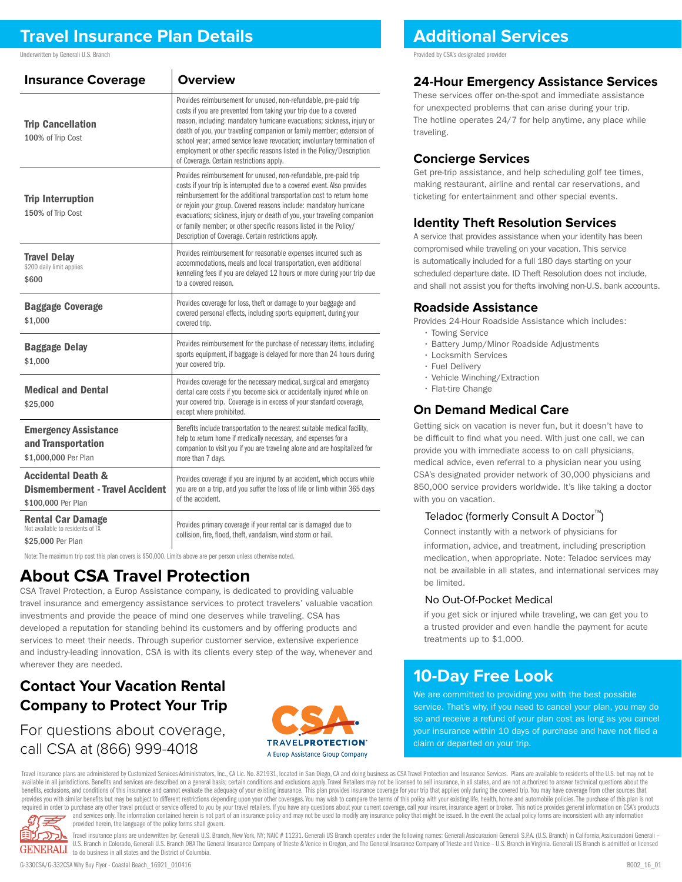## Travel Insurance Plan Details

Underwritten by Generali U.S. Branch

| Insurance Coverage | Overview |
|---|---|
| **Trip Cancellation** 100% of Trip Cost | Provides reimbursement for unused, non-refundable, pre-paid trip costs if you are prevented from taking your trip due to a covered reason, including: mandatory hurricane evacuations; sickness, injury or death of you, your traveling companion or family member; extension of school year; armed service leave revocation; involuntary termination of employment or other specific reasons listed in the Policy/Description of Coverage. Certain restrictions apply. |
| **Trip Interruption** 150% of Trip Cost | Provides reimbursement for unused, non-refundable, pre-paid trip costs if your trip is interrupted due to a covered event. Also provides reimbursement for the additional transportation cost to return home or rejoin your group. Covered reasons include: mandatory hurricane evacuations; sickness, injury or death of you, your traveling companion or family member; or other specific reasons listed in the Policy/Description of Coverage. Certain restrictions apply. |
| **Travel Delay** $200 daily limit applies $600 | Provides reimbursement for reasonable expenses incurred such as accommodations, meals and local transportation, even additional kenneling fees if you are delayed 12 hours or more during your trip due to a covered reason. |
| **Baggage Coverage** $1,000 | Provides coverage for loss, theft or damage to your baggage and covered personal effects, including sports equipment, during your covered trip. |
| **Baggage Delay** $1,000 | Provides reimbursement for the purchase of necessary items, including sports equipment, if baggage is delayed for more than 24 hours during your covered trip. |
| **Medical and Dental** $25,000 | Provides coverage for the necessary medical, surgical and emergency dental care costs if you become sick or accidentally injured while on your covered trip. Coverage is in excess of your standard coverage, except where prohibited. |
| **Emergency Assistance and Transportation** $1,000,000 Per Plan | Benefits include transportation to the nearest suitable medical facility, help to return home if medically necessary, and expenses for a companion to visit you if you are traveling alone and are hospitalized for more than 7 days. |
| **Accidental Death & Dismemberment - Travel Accident** $100,000 Per Plan | Provides coverage if you are injured by an accident, which occurs while you are on a trip, and you suffer the loss of life or limb within 365 days of the accident. |
| **Rental Car Damage** Not available to residents of TX $25,000 Per Plan | Provides primary coverage if your rental car is damaged due to collision, fire, flood, theft, vandalism, wind storm or hail. |

Note: The maximum trip cost this plan covers is $50,000. Limits above are per person unless otherwise noted.

## About CSA Travel Protection

CSA Travel Protection, a Europ Assistance company, is dedicated to providing valuable travel insurance and emergency assistance services to protect travelers' valuable vacation investments and provide the peace of mind one deserves while traveling. CSA has developed a reputation for standing behind its customers and by offering products and services to meet their needs. Through superior customer service, extensive experience and industry-leading innovation, CSA is with its clients every step of the way, whenever and wherever they are needed.

## Contact Your Vacation Rental Company to Protect Your Trip

For questions about coverage, call CSA at (866) 999-4018

CSA TRAVELPROTECTION®
A Europ Assistance Group Company

## Additional Services

Provided by CSA's designated provider

### 24-Hour Emergency Assistance Services

These services offer on-the-spot and immediate assistance for unexpected problems that can arise during your trip. The hotline operates 24/7 for help anytime, any place while traveling.

### Concierge Services

Get pre-trip assistance, and help scheduling golf tee times, making restaurant, airline and rental car reservations, and ticketing for entertainment and other special events.

### Identity Theft Resolution Services

A service that provides assistance when your identity has been compromised while traveling on your vacation. This service is automatically included for a full 180 days starting on your scheduled departure date. ID Theft Resolution does not include, and shall not assist you for thefts involving non-U.S. bank accounts.

### Roadside Assistance

Provides 24-Hour Roadside Assistance which includes:

- Towing Service
- Battery Jump/Minor Roadside Adjustments
- Locksmith Services
- Fuel Delivery
- Vehicle Winching/Extraction
- Flat-tire Change

### On Demand Medical Care

Getting sick on vacation is never fun, but it doesn't have to be difficult to find what you need. With just one call, we can provide you with immediate access to on call physicians, medical advice, even referral to a physician near you using CSA's designated provider network of 30,000 physicians and 850,000 service providers worldwide. It's like taking a doctor with you on vacation.

#### Teladoc (formerly Consult A Doctor™)

Connect instantly with a network of physicians for information, advice, and treatment, including prescription medication, when appropriate. Note: Teladoc services may not be available in all states, and international services may be limited.

#### No Out-Of-Pocket Medical

if you get sick or injured while traveling, we can get you to a trusted provider and even handle the payment for acute treatments up to $1,000.

## 10-Day Free Look

We are committed to providing you with the best possible service. That's why, if you need to cancel your plan, you may do so and receive a refund of your plan cost as long as you cancel your insurance within 10 days of purchase and have not filed a claim or departed on your trip.

Travel insurance plans are administered by Customized Services Administrators, Inc., CA Lic. No. 821931, located in San Diego, CA and doing business as CSA Travel Protection and Insurance Services. Plans are available to residents of the U.S. but may not be available in all jurisdictions. Benefits and services are described on a general basis; certain conditions and exclusions apply. Travel Retailers may not be licensed to sell insurance, in all states, and are not authorized to answer technical questions about the benefits, exclusions, and conditions of this insurance and cannot evaluate the adequacy of your existing insurance. This plan provides insurance coverage for your trip that applies only during the covered trip. You may have coverage from other sources that provides you with similar benefits but may be subject to different restrictions depending upon your other coverages. You may wish to compare the terms of this policy with your existing life, health, home and automobile policies. The purchase of this plan is not required in order to purchase any other travel product or service offered to you by your travel retailers. If you have any questions about your current coverage, call your insurer, insurance agent or broker. This notice provides general information on CSA's products and services only. The information contained herein is not part of an insurance policy and may not be used to modify any insurance policy that might be issued. In the event the actual policy forms are inconsistent with any information provided herein, the language of the policy forms shall govern.

GENERALI

Travel insurance plans are underwritten by: Generali U.S. Branch, New York, NY; NAIC # 11231. Generali US Branch operates under the following names: Generali Assicurazioni Generali S.P.A. (U.S. Branch) in California, Assicurazioni Generali – U.S. Branch in Colorado, Generali U.S. Branch DBA The General Insurance Company of Trieste & Venice in Oregon, and The General Insurance Company of Trieste and Venice – U.S. Branch in Virginia. Generali US Branch is admitted or licensed to do business in all states and the District of Columbia.

G-330CSA/G-332CSA Why Buy Flyer - Coastal Beach_16921_010416

B002_16_01